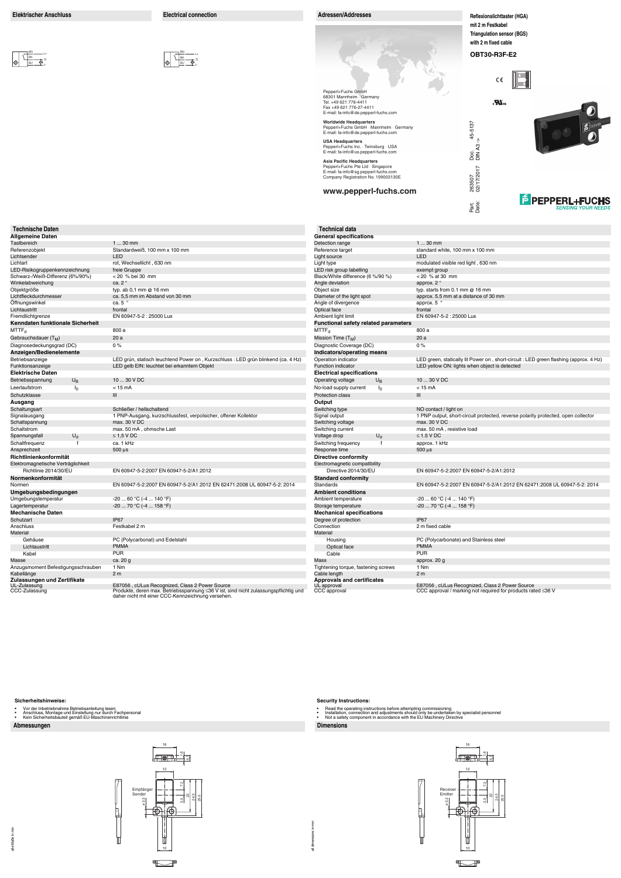## Elektrischer Anschluss

## Electrical connection

## Adressen/Addresses

Pepperl+Fuchs GmbH
68301 Mannheim · Germany
Tel. +49 621 776-4411
Fax +49 621 776-27-4411
E-mail: fa-info@de.pepperl-fuchs.com

**Worldwide Headquarters**
Pepperl+Fuchs GmbH · Mannheim · Germany
E-mail: fa-info@de.pepperl-fuchs.com

**USA Headquarters**
Pepperl+Fuchs Inc. · Twinsburg · USA
E-mail: fa-info@us.pepperl-fuchs.com

**Asia Pacific Headquarters**
Pepperl+Fuchs Pte Ltd · Singapore
E-mail: fa-info@sg.pepperl-fuchs.com
Company Registration No. 199003130E

**www.pepperl-fuchs.com**

**Reflexionslichttaster (HGA) mit 2 m Festkabel**
**Triangulation sensor (BGS) with 2 m fixed cable**

**OBT30-R3F-E2**

Part. 263507 Doc. 45-5137
Date: 02/17/2017 DIN A3 ->

PEPPERL+FUCHS
SENSING YOUR NEEDS

## Technische Daten

| **Allgemeine Daten** | |
|---|---|
| Tastbereich | 1 ... 30 mm |
| Referenzobjekt | Standardweiß, 100 mm x 100 mm |
| Lichtsender | LED |
| Lichtart | rot, Wechsellicht , 630 nm |
| LED-Risikogruppenkennzeichnung | freie Gruppe |
| Schwarz-/Weiß-Differenz (6%/90%) | < 20 % bei 30 mm |
| Winkelabweichung | ca. 2 ° |
| Objektgröße | typ. ab 0,1 mm @ 16 mm |
| Lichtfleckdurchmesser | ca. 5,5 mm im Abstand von 30 mm |
| Öffnungswinkel | ca. 5 ° |
| Lichtaustritt | frontal |
| Fremdlichtgrenze | EN 60947-5-2 : 25000 Lux |
| **Kenndaten funktionale Sicherheit** | |
| $MTTF_d$ | 800 a |
| Gebrauchsdauer ($T_M$) | 20 a |
| Diagnosedeckungsgrad (DC) | 0 % |
| **Anzeigen/Bedienelemente** | |
| Betriebsanzeige | LED grün, statisch leuchtend Power on , Kurzschluss : LED grün blinkend (ca. 4 Hz) |
| Funktionsanzeige | LED gelb EIN: leuchtet bei erkanntem Objekt |
| **Elektrische Daten** | |
| Betriebsspannung $U_B$ | 10 ... 30 V DC |
| Leerlaufstrom $I_0$ | < 15 mA |
| Schutzklasse | III |
| **Ausgang** | |
| Schaltungsart | Schließer / hellschaltend |
| Signalausgang | 1 PNP-Ausgang, kurzschlussfest, verpolsicher, offener Kollektor |
| Schaltspannung | max. 30 V DC |
| Schaltstrom | max. 50 mA , ohmsche Last |
| Spannungsfall $U_d$ | ≤ 1,5 V DC |
| Schaltfrequenz f | ca. 1 kHz |
| Ansprechzeit | 500 µs |
| **Richtlinienkonformität** | |
| Elektromagnetische Verträglichkeit | |
| Richtlinie 2014/30/EU | EN 60947-5-2:2007 EN 60947-5-2/A1:2012 |
| **Normenkonformität** | |
| Normen | EN 60947-5-2:2007 EN 60947-5-2/A1:2012 EN 62471:2008 UL 60947-5-2: 2014 |
| **Umgebungsbedingungen** | |
| Umgebungstemperatur | -20 ... 60 °C (-4 ... 140 °F) |
| Lagertemperatur | -20 ... 70 °C (-4 ... 158 °F) |
| **Mechanische Daten** | |
| Schutzart | IP67 |
| Anschluss | Festkabel 2 m |
| Material | |
| Gehäuse | PC (Polycarbonat) und Edelstahl |
| Lichtaustritt | PMMA |
| Kabel | PUR |
| Masse | ca. 20 g |
| Anzugsmoment Befestigungsschrauben | 1 Nm |
| Kabellänge | 2 m |
| **Zulassungen und Zertifikate** | |
| UL-Zulassung | E87056 , cULus Recognized, Class 2 Power Source |
| CCC-Zulassung | Produkte, deren max. Betriebsspannung ≤36 V ist, sind nicht zulassungspflichtig und daher nicht mit einer CCC-Kennzeichnung versehen. |

## Technical data

| **General specifications** | |
|---|---|
| Detection range | 1 ... 30 mm |
| Reference target | standard white, 100 mm x 100 mm |
| Light source | LED |
| Light type | modulated visible red light , 630 nm |
| LED risk group labelling | exempt group |
| Black/White difference (6 %/90 %) | < 20 % at 30 mm |
| Angle deviation | approx. 2 ° |
| Object size | typ. starts from 0.1 mm @ 16 mm |
| Diameter of the light spot | approx. 5.5 mm at a distance of 30 mm |
| Angle of divergence | approx. 5 ° |
| Optical face | frontal |
| Ambient light limit | EN 60947-5-2 : 25000 Lux |
| **Functional safety related parameters** | |
| $MTTF_d$ | 800 a |
| Mission Time ($T_M$) | 20 a |
| Diagnostic Coverage (DC) | 0 % |
| **Indicators/operating means** | |
| Operation indicator | LED green, statically lit Power on , short-circuit : LED green flashing (approx. 4 Hz) |
| Function indicator | LED yellow ON: lights when object is detected |
| **Electrical specifications** | |
| Operating voltage $U_B$ | 10 ... 30 V DC |
| No-load supply current $I_0$ | < 15 mA |
| Protection class | III |
| **Output** | |
| Switching type | NO contact / light on |
| Signal output | 1 PNP output, short-circuit protected, reverse polarity protected, open collector |
| Switching voltage | max. 30 V DC |
| Switching current | max. 50 mA , resistive load |
| Voltage drop $U_d$ | ≤ 1.5 V DC |
| Switching frequency f | approx. 1 kHz |
| Response time | 500 µs |
| **Directive conformity** | |
| Electromagnetic compatibility | |
| Directive 2014/30/EU | EN 60947-5-2:2007 EN 60947-5-2/A1:2012 |
| **Standard conformity** | |
| Standards | EN 60947-5-2:2007 EN 60947-5-2/A1:2012 EN 62471:2008 UL 60947-5-2: 2014 |
| **Ambient conditions** | |
| Ambient temperature | -20 ... 60 °C (-4 ... 140 °F) |
| Storage temperature | -20 ... 70 °C (-4 ... 158 °F) |
| **Mechanical specifications** | |
| Degree of protection | IP67 |
| Connection | 2 m fixed cable |
| Material | |
| Housing | PC (Polycarbonate) and Stainless steel |
| Optical face | PMMA |
| Cable | PUR |
| Mass | approx. 20 g |
| Tightening torque, fastening screws | 1 Nm |
| Cable length | 2 m |
| **Approvals and certificates** | |
| UL approval | E87056 , cULus Recognized, Class 2 Power Source |
| CCC approval | CCC approval / marking not required for products rated ≤36 V |

**Sicherheitshinweise:**

- Vor der Inbetriebnahme Betriebsanleitung lesen
- Anschluss, Montage und Einstellung nur durch Fachpersonal
- Kein Sicherheitsbauteil gemäß EU-Maschinenrichtlinie

**Security Instructions:**

- Read the operating instructions before attempting commissioning
- Installation, connection and adjustments should only be undertaken by specialist personnel
- Not a safety component in accordance with the EU Machinery Directive

## Abmessungen

alle Maße in mm

## Dimensions

all dimensions in mm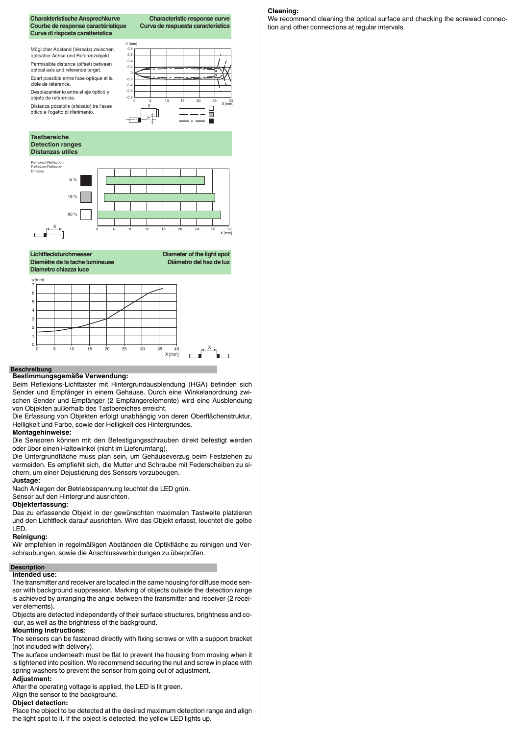## Charakteristische Ansprechkurve / Characteristic response curve / Courbe de response caractéristique / Curva de respuesta característica / Curve di risposta caratteristica

Möglicher Abstand (Versatz) zwischen optischer Achse und Referenzobjekt.

Permissible distance (offset) between optical axis and reference target.

Ecart possible entre l'axe optique et la cible de référence.

Desplazamiento entre el eje óptico y objeto de referencia.

Distanza possibile (sfalsato) tra l'asse ottico e l'oggetto di riferimento.

Y [mm]

0.8
0.6
0.4
0.2
0
-0.2
-0.4
-0.6
-0.8

0 5 10 15 20 25 30
X [mm]

X

## Tastbereiche / Detection ranges / Distanzas utiles

Reflexion/Reflection
Réflexion/Reflexión
Riflesso

6 %

18 %

90 %

0 4 8 12 16 20 24 28 32
X [mm]

X

## Lichtfleckdurchmesser / Diameter of the light spot / Diamètre de la tache lumineuse / Diámetro del haz de luz / Diametro chiazza luce

ø [mm]

7
6
5
4
3
2
1
0

0 5 10 15 20 25 30 35 40
X [mm]

X

## Beschreibung

### Bestimmungsgemäße Verwendung:

Beim Reflexions-Lichttaster mit Hintergrundausblendung (HGA) befinden sich Sender und Empfänger in einem Gehäuse. Durch eine Winkelanordnung zwischen Sender und Empfänger (2 Empfängerelemente) wird eine Ausblendung von Objekten außerhalb des Tastbereiches erreicht.

Die Erfassung von Objekten erfolgt unabhängig von deren Oberflächenstruktur, Helligkeit und Farbe, sowie der Helligkeit des Hintergrundes.

### Montagehinweise:

Die Sensoren können mit den Befestigungsschrauben direkt befestigt werden oder über einen Haltewinkel (nicht im Lieferumfang).

Die Untergrundfläche muss plan sein, um Gehäuseverzug beim Festziehen zu vermeiden. Es empfiehlt sich, die Mutter und Schraube mit Federscheiben zu sichern, um einer Dejustierung des Sensors vorzubeugen.

### Justage:

Nach Anlegen der Betriebsspannung leuchtet die LED grün.

Sensor auf den Hintergrund ausrichten.

### Objekterfassung:

Das zu erfassende Objekt in der gewünschten maximalen Tastweite platzieren und den Lichtfleck darauf ausrichten. Wird das Objekt erfasst, leuchtet die gelbe LED.

### Reinigung:

Wir empfehlen in regelmäßigen Abständen die Optikfläche zu reinigen und Verschraubungen, sowie die Anschlussverbindungen zu überprüfen.

## Description

### Intended use:

The transmitter and receiver are located in the same housing for diffuse mode sensor with background suppression. Marking of objects outside the detection range is achieved by arranging the angle between the transmitter and receiver (2 receiver elements).

Objects are detected independently of their surface structures, brightness and colour, as well as the brightness of the background.

### Mounting instructions:

The sensors can be fastened directly with fixing screws or with a support bracket (not included with delivery).

The surface underneath must be flat to prevent the housing from moving when it is tightened into position. We recommend securing the nut and screw in place with spring washers to prevent the sensor from going out of adjustment.

### Adjustment:

After the operating voltage is applied, the LED is lit green.

Align the sensor to the background.

### Object detection:

Place the object to be detected at the desired maximum detection range and align the light spot to it. If the object is detected, the yellow LED lights up.

### Cleaning:

We recommend cleaning the optical surface and checking the screwed connection and other connections at regular intervals.